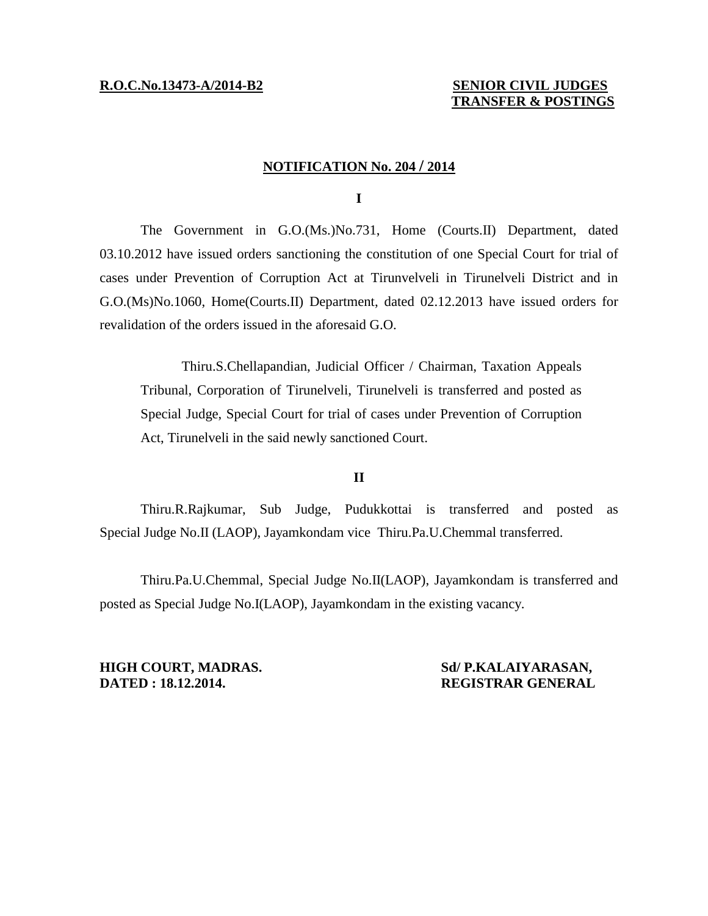**R.O.C.No.13473-A/2014-B2**

**SENIOR CIVIL JUDGES TRANSFER & POSTINGS**

## NOTIFICATION No. 204 / 2014

**I**

The Government in G.O.(Ms.)No.731, Home (Courts.II) Department, dated 03.10.2012 have issued orders sanctioning the constitution of one Special Court for trial of cases under Prevention of Corruption Act at Tirunvelveli in Tirunelveli District and in G.O.(Ms)No.1060, Home(Courts.II) Department, dated 02.12.2013 have issued orders for revalidation of the orders issued in the aforesaid G.O.

> Thiru.S.Chellapandian, Judicial Officer / Chairman, Taxation Appeals Tribunal, Corporation of Tirunelveli, Tirunelveli is transferred and posted as Special Judge, Special Court for trial of cases under Prevention of Corruption Act, Tirunelveli in the said newly sanctioned Court.

**II**

Thiru.R.Rajkumar, Sub Judge, Pudukkottai is transferred and posted as Special Judge No.II (LAOP), Jayamkondam vice Thiru.Pa.U.Chemmal transferred.

Thiru.Pa.U.Chemmal, Special Judge No.II(LAOP), Jayamkondam is transferred and posted as Special Judge No.I(LAOP), Jayamkondam in the existing vacancy.

**HIGH COURT, MADRAS.**
**DATED : 18.12.2014.**

**Sd/ P.KALAIYARASAN,**
**REGISTRAR GENERAL**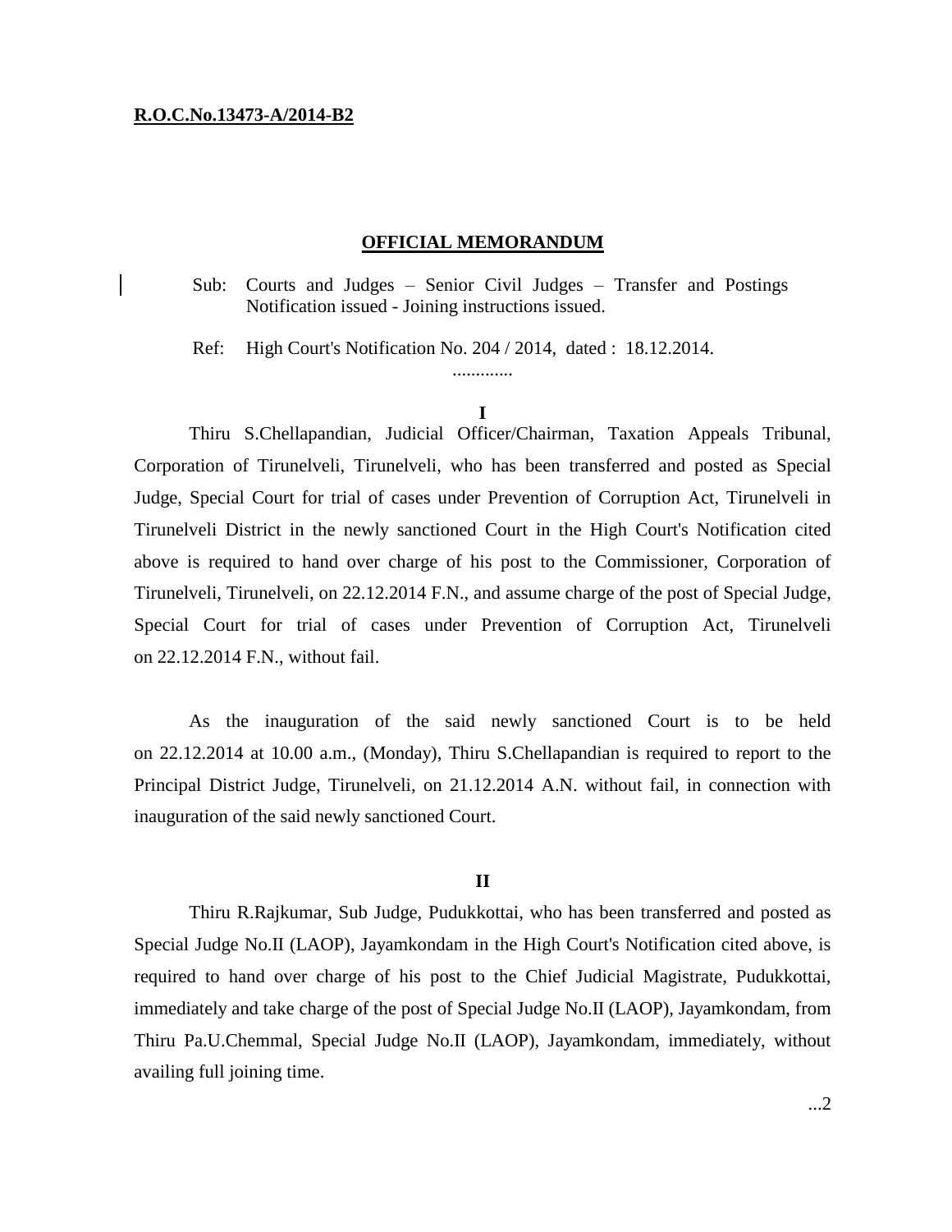**R.O.C.No.13473-A/2014-B2**

## OFFICIAL MEMORANDUM

Sub: Courts and Judges – Senior Civil Judges – Transfer and Postings Notification issued - Joining instructions issued.

Ref: High Court's Notification No. 204 / 2014, dated : 18.12.2014.

.............

**I**

Thiru S.Chellapandian, Judicial Officer/Chairman, Taxation Appeals Tribunal, Corporation of Tirunelveli, Tirunelveli, who has been transferred and posted as Special Judge, Special Court for trial of cases under Prevention of Corruption Act, Tirunelveli in Tirunelveli District in the newly sanctioned Court in the High Court's Notification cited above is required to hand over charge of his post to the Commissioner, Corporation of Tirunelveli, Tirunelveli, on 22.12.2014 F.N., and assume charge of the post of Special Judge, Special Court for trial of cases under Prevention of Corruption Act, Tirunelveli on 22.12.2014 F.N., without fail.

As the inauguration of the said newly sanctioned Court is to be held on 22.12.2014 at 10.00 a.m., (Monday), Thiru S.Chellapandian is required to report to the Principal District Judge, Tirunelveli, on 21.12.2014 A.N. without fail, in connection with inauguration of the said newly sanctioned Court.

**II**

Thiru R.Rajkumar, Sub Judge, Pudukkottai, who has been transferred and posted as Special Judge No.II (LAOP), Jayamkondam in the High Court's Notification cited above, is required to hand over charge of his post to the Chief Judicial Magistrate, Pudukkottai, immediately and take charge of the post of Special Judge No.II (LAOP), Jayamkondam, from Thiru Pa.U.Chemmal, Special Judge No.II (LAOP), Jayamkondam, immediately, without availing full joining time.

...2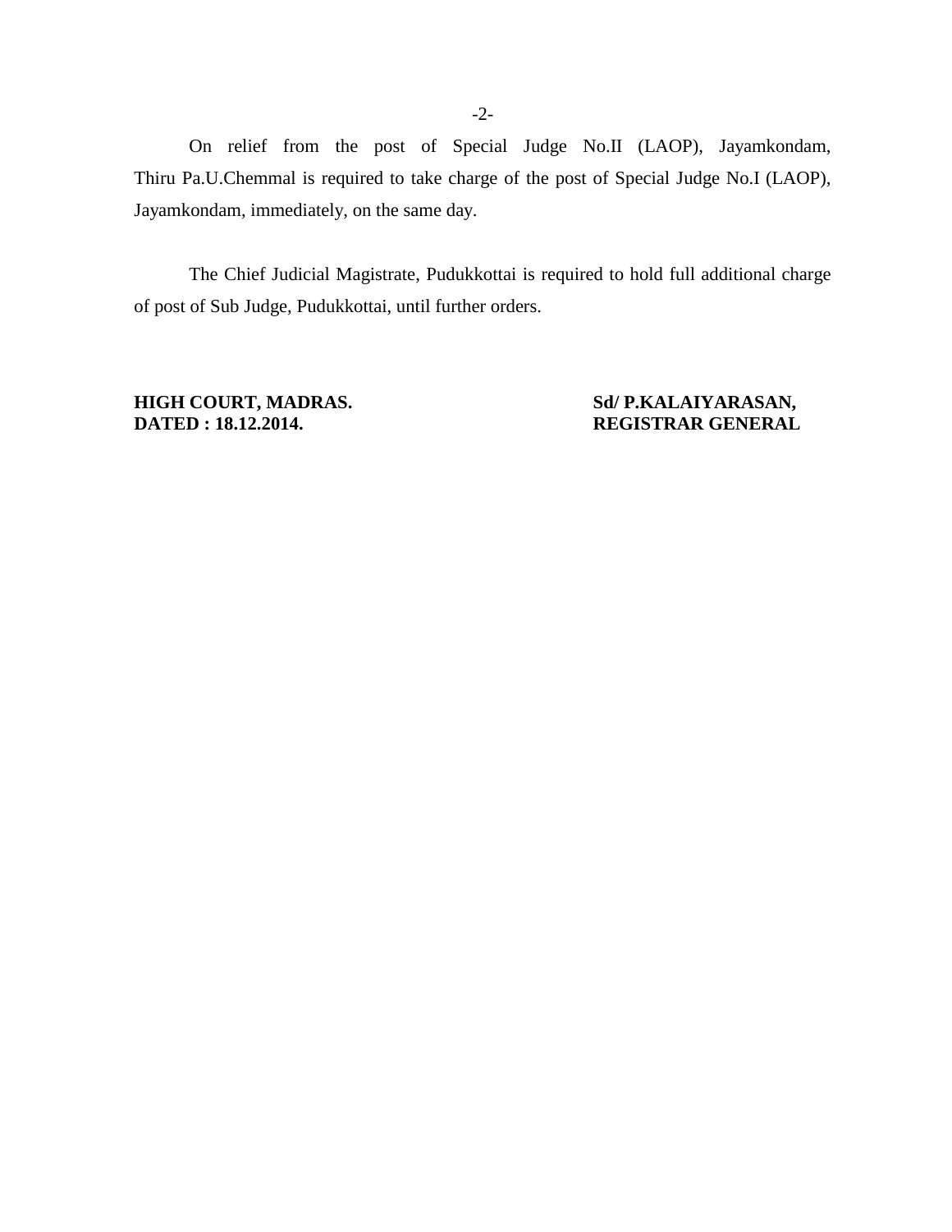On relief from the post of Special Judge No.II (LAOP), Jayamkondam, Thiru Pa.U.Chemmal is required to take charge of the post of Special Judge No.I (LAOP), Jayamkondam, immediately, on the same day.

The Chief Judicial Magistrate, Pudukkottai is required to hold full additional charge of post of Sub Judge, Pudukkottai, until further orders.

**HIGH COURT, MADRAS.**
**DATED : 18.12.2014.**

**Sd/ P.KALAIYARASAN,**
**REGISTRAR GENERAL**